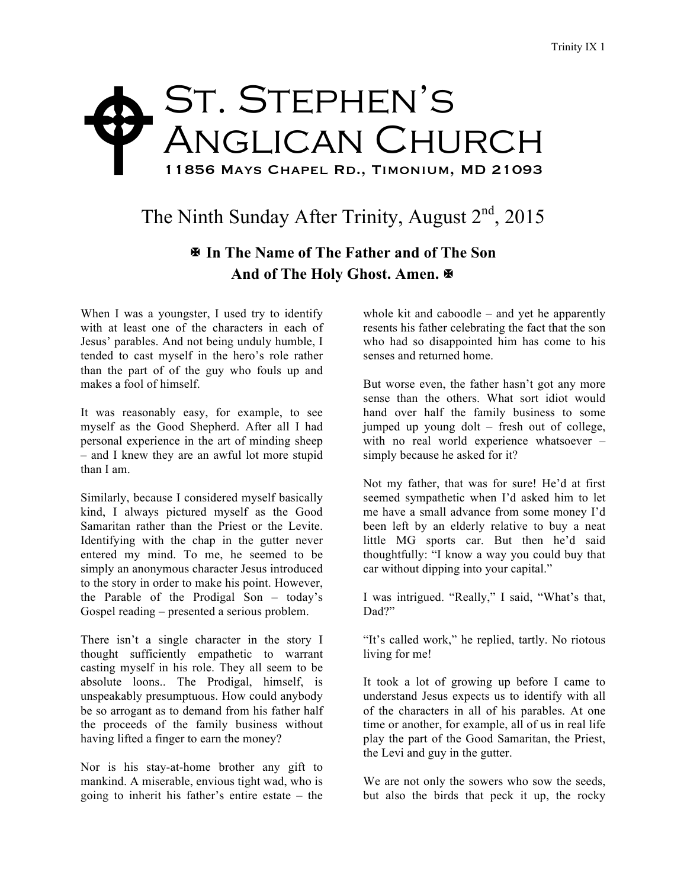# St. Stephen's Anglican Church

11856 Mays Chapel Rd., Timonium, MD 21093

## The Ninth Sunday After Trinity, August 2nd, 2015

**✠ In The Name of The Father and of The Son And of The Holy Ghost. Amen. ✠**

When I was a youngster, I used try to identify with at least one of the characters in each of Jesus' parables. And not being unduly humble, I tended to cast myself in the hero's role rather than the part of of the guy who fouls up and makes a fool of himself.

It was reasonably easy, for example, to see myself as the Good Shepherd. After all I had personal experience in the art of minding sheep – and I knew they are an awful lot more stupid than I am.

Similarly, because I considered myself basically kind, I always pictured myself as the Good Samaritan rather than the Priest or the Levite. Identifying with the chap in the gutter never entered my mind. To me, he seemed to be simply an anonymous character Jesus introduced to the story in order to make his point. However, the Parable of the Prodigal Son – today's Gospel reading – presented a serious problem.

There isn't a single character in the story I thought sufficiently empathetic to warrant casting myself in his role. They all seem to be absolute loons.. The Prodigal, himself, is unspeakably presumptuous. How could anybody be so arrogant as to demand from his father half the proceeds of the family business without having lifted a finger to earn the money?

Nor is his stay-at-home brother any gift to mankind. A miserable, envious tight wad, who is going to inherit his father's entire estate – the whole kit and caboodle – and yet he apparently resents his father celebrating the fact that the son who had so disappointed him has come to his senses and returned home.

But worse even, the father hasn't got any more sense than the others. What sort idiot would hand over half the family business to some jumped up young dolt – fresh out of college, with no real world experience whatsoever – simply because he asked for it?

Not my father, that was for sure! He'd at first seemed sympathetic when I'd asked him to let me have a small advance from some money I'd been left by an elderly relative to buy a neat little MG sports car. But then he'd said thoughtfully: "I know a way you could buy that car without dipping into your capital."

I was intrigued. "Really," I said, "What's that, Dad?"

"It's called work," he replied, tartly. No riotous living for me!

It took a lot of growing up before I came to understand Jesus expects us to identify with all of the characters in all of his parables. At one time or another, for example, all of us in real life play the part of the Good Samaritan, the Priest, the Levi and guy in the gutter.

We are not only the sowers who sow the seeds, but also the birds that peck it up, the rocky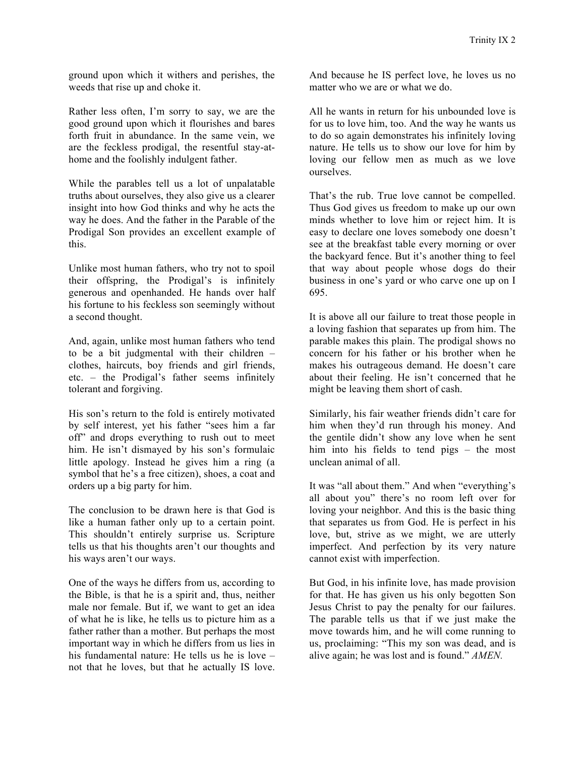ground upon which it withers and perishes, the weeds that rise up and choke it.

Rather less often, I'm sorry to say, we are the good ground upon which it flourishes and bares forth fruit in abundance. In the same vein, we are the feckless prodigal, the resentful stay-at-home and the foolishly indulgent father.

While the parables tell us a lot of unpalatable truths about ourselves, they also give us a clearer insight into how God thinks and why he acts the way he does. And the father in the Parable of the Prodigal Son provides an excellent example of this.

Unlike most human fathers, who try not to spoil their offspring, the Prodigal's is infinitely generous and openhanded. He hands over half his fortune to his feckless son seemingly without a second thought.

And, again, unlike most human fathers who tend to be a bit judgmental with their children – clothes, haircuts, boy friends and girl friends, etc. – the Prodigal's father seems infinitely tolerant and forgiving.

His son's return to the fold is entirely motivated by self interest, yet his father "sees him a far off" and drops everything to rush out to meet him. He isn't dismayed by his son's formulaic little apology. Instead he gives him a ring (a symbol that he's a free citizen), shoes, a coat and orders up a big party for him.

The conclusion to be drawn here is that God is like a human father only up to a certain point. This shouldn't entirely surprise us. Scripture tells us that his thoughts aren't our thoughts and his ways aren't our ways.

One of the ways he differs from us, according to the Bible, is that he is a spirit and, thus, neither male nor female. But if, we want to get an idea of what he is like, he tells us to picture him as a father rather than a mother. But perhaps the most important way in which he differs from us lies in his fundamental nature: He tells us he is love – not that he loves, but that he actually IS love. And because he IS perfect love, he loves us no matter who we are or what we do.

All he wants in return for his unbounded love is for us to love him, too. And the way he wants us to do so again demonstrates his infinitely loving nature. He tells us to show our love for him by loving our fellow men as much as we love ourselves.

That's the rub. True love cannot be compelled. Thus God gives us freedom to make up our own minds whether to love him or reject him. It is easy to declare one loves somebody one doesn't see at the breakfast table every morning or over the backyard fence. But it's another thing to feel that way about people whose dogs do their business in one's yard or who carve one up on I 695.

It is above all our failure to treat those people in a loving fashion that separates up from him. The parable makes this plain. The prodigal shows no concern for his father or his brother when he makes his outrageous demand. He doesn't care about their feeling. He isn't concerned that he might be leaving them short of cash.

Similarly, his fair weather friends didn't care for him when they'd run through his money. And the gentile didn't show any love when he sent him into his fields to tend pigs – the most unclean animal of all.

It was "all about them." And when "everything's all about you" there's no room left over for loving your neighbor. And this is the basic thing that separates us from God. He is perfect in his love, but, strive as we might, we are utterly imperfect. And perfection by its very nature cannot exist with imperfection.

But God, in his infinite love, has made provision for that. He has given us his only begotten Son Jesus Christ to pay the penalty for our failures. The parable tells us that if we just make the move towards him, and he will come running to us, proclaiming: "This my son was dead, and is alive again; he was lost and is found." *AMEN.*